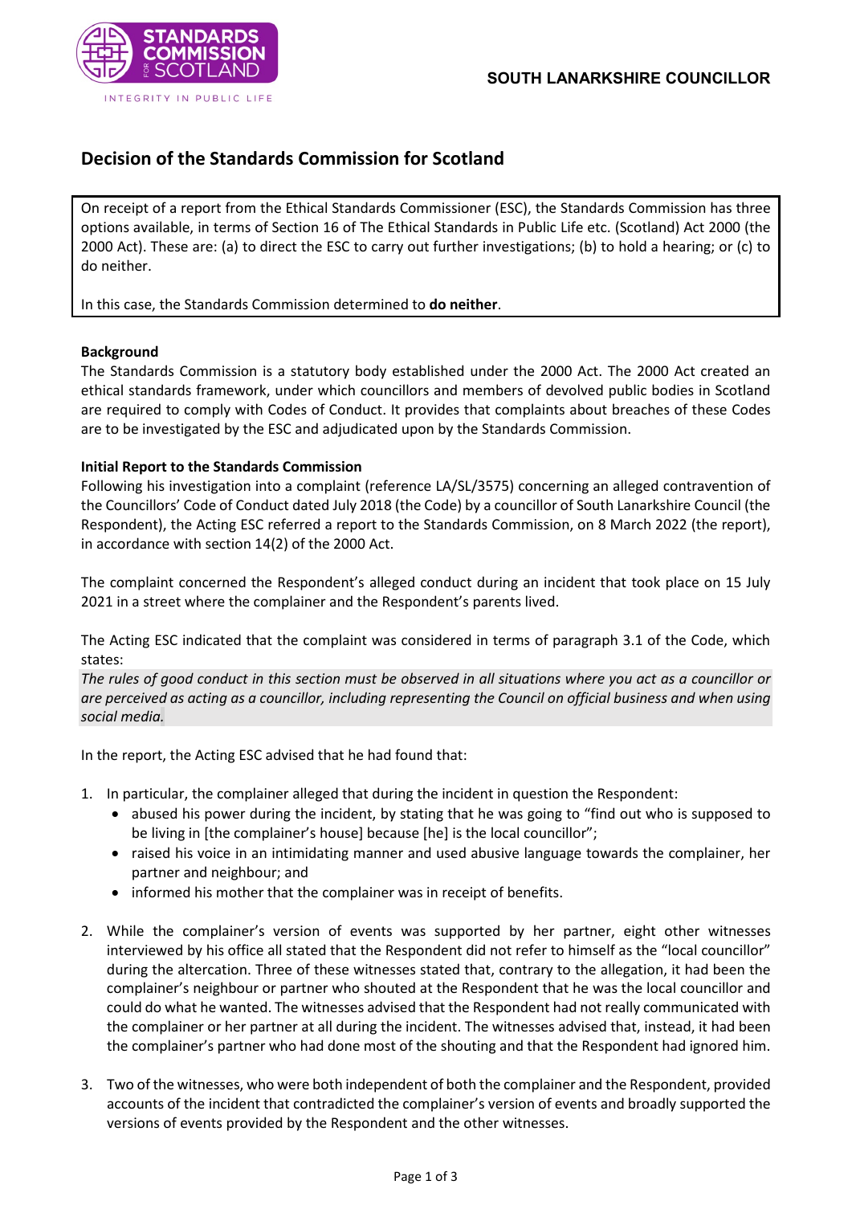**SOUTH LANARKSHIRE COUNCILLOR**

# Decision of the Standards Commission for Scotland

On receipt of a report from the Ethical Standards Commissioner (ESC), the Standards Commission has three options available, in terms of Section 16 of The Ethical Standards in Public Life etc. (Scotland) Act 2000 (the 2000 Act). These are: (a) to direct the ESC to carry out further investigations; (b) to hold a hearing; or (c) to do neither.

In this case, the Standards Commission determined to **do neither**.

**Background**

The Standards Commission is a statutory body established under the 2000 Act. The 2000 Act created an ethical standards framework, under which councillors and members of devolved public bodies in Scotland are required to comply with Codes of Conduct. It provides that complaints about breaches of these Codes are to be investigated by the ESC and adjudicated upon by the Standards Commission.

**Initial Report to the Standards Commission**

Following his investigation into a complaint (reference LA/SL/3575) concerning an alleged contravention of the Councillors' Code of Conduct dated July 2018 (the Code) by a councillor of South Lanarkshire Council (the Respondent), the Acting ESC referred a report to the Standards Commission, on 8 March 2022 (the report), in accordance with section 14(2) of the 2000 Act.

The complaint concerned the Respondent's alleged conduct during an incident that took place on 15 July 2021 in a street where the complainer and the Respondent's parents lived.

The Acting ESC indicated that the complaint was considered in terms of paragraph 3.1 of the Code, which states:

*The rules of good conduct in this section must be observed in all situations where you act as a councillor or are perceived as acting as a councillor, including representing the Council on official business and when using social media.*

In the report, the Acting ESC advised that he had found that:

1. In particular, the complainer alleged that during the incident in question the Respondent:
   - abused his power during the incident, by stating that he was going to "find out who is supposed to be living in [the complainer's house] because [he] is the local councillor";
   - raised his voice in an intimidating manner and used abusive language towards the complainer, her partner and neighbour; and
   - informed his mother that the complainer was in receipt of benefits.

2. While the complainer's version of events was supported by her partner, eight other witnesses interviewed by his office all stated that the Respondent did not refer to himself as the "local councillor" during the altercation. Three of these witnesses stated that, contrary to the allegation, it had been the complainer's neighbour or partner who shouted at the Respondent that he was the local councillor and could do what he wanted. The witnesses advised that the Respondent had not really communicated with the complainer or her partner at all during the incident. The witnesses advised that, instead, it had been the complainer's partner who had done most of the shouting and that the Respondent had ignored him.

3. Two of the witnesses, who were both independent of both the complainer and the Respondent, provided accounts of the incident that contradicted the complainer's version of events and broadly supported the versions of events provided by the Respondent and the other witnesses.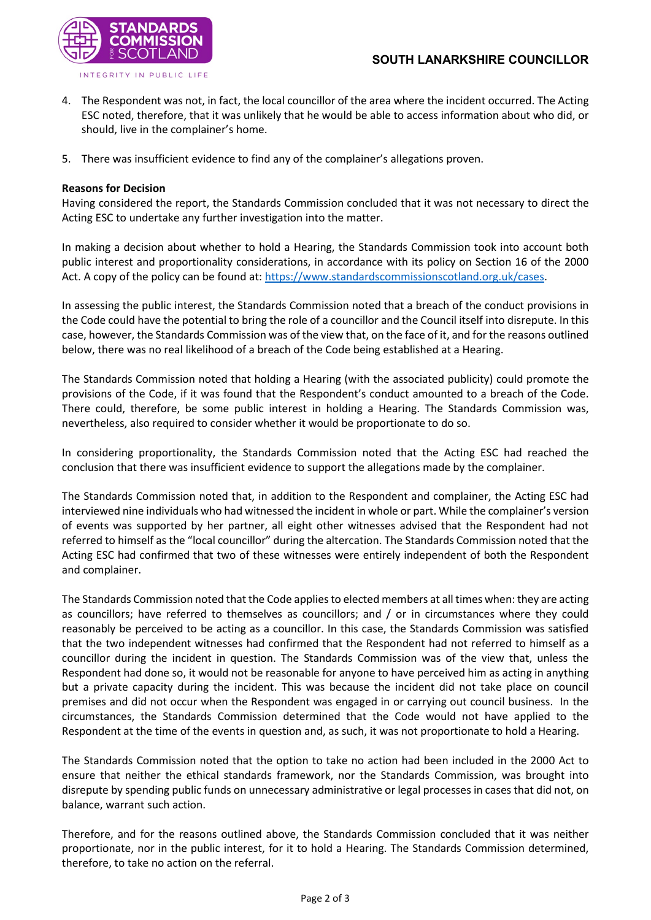4. The Respondent was not, in fact, the local councillor of the area where the incident occurred. The Acting ESC noted, therefore, that it was unlikely that he would be able to access information about who did, or should, live in the complainer's home.

5. There was insufficient evidence to find any of the complainer's allegations proven.

**Reasons for Decision**

Having considered the report, the Standards Commission concluded that it was not necessary to direct the Acting ESC to undertake any further investigation into the matter.

In making a decision about whether to hold a Hearing, the Standards Commission took into account both public interest and proportionality considerations, in accordance with its policy on Section 16 of the 2000 Act. A copy of the policy can be found at: https://www.standardscommissionscotland.org.uk/cases.

In assessing the public interest, the Standards Commission noted that a breach of the conduct provisions in the Code could have the potential to bring the role of a councillor and the Council itself into disrepute. In this case, however, the Standards Commission was of the view that, on the face of it, and for the reasons outlined below, there was no real likelihood of a breach of the Code being established at a Hearing.

The Standards Commission noted that holding a Hearing (with the associated publicity) could promote the provisions of the Code, if it was found that the Respondent's conduct amounted to a breach of the Code. There could, therefore, be some public interest in holding a Hearing. The Standards Commission was, nevertheless, also required to consider whether it would be proportionate to do so.

In considering proportionality, the Standards Commission noted that the Acting ESC had reached the conclusion that there was insufficient evidence to support the allegations made by the complainer.

The Standards Commission noted that, in addition to the Respondent and complainer, the Acting ESC had interviewed nine individuals who had witnessed the incident in whole or part. While the complainer's version of events was supported by her partner, all eight other witnesses advised that the Respondent had not referred to himself as the "local councillor" during the altercation. The Standards Commission noted that the Acting ESC had confirmed that two of these witnesses were entirely independent of both the Respondent and complainer.

The Standards Commission noted that the Code applies to elected members at all times when: they are acting as councillors; have referred to themselves as councillors; and / or in circumstances where they could reasonably be perceived to be acting as a councillor. In this case, the Standards Commission was satisfied that the two independent witnesses had confirmed that the Respondent had not referred to himself as a councillor during the incident in question. The Standards Commission was of the view that, unless the Respondent had done so, it would not be reasonable for anyone to have perceived him as acting in anything but a private capacity during the incident. This was because the incident did not take place on council premises and did not occur when the Respondent was engaged in or carrying out council business. In the circumstances, the Standards Commission determined that the Code would not have applied to the Respondent at the time of the events in question and, as such, it was not proportionate to hold a Hearing.

The Standards Commission noted that the option to take no action had been included in the 2000 Act to ensure that neither the ethical standards framework, nor the Standards Commission, was brought into disrepute by spending public funds on unnecessary administrative or legal processes in cases that did not, on balance, warrant such action.

Therefore, and for the reasons outlined above, the Standards Commission concluded that it was neither proportionate, nor in the public interest, for it to hold a Hearing. The Standards Commission determined, therefore, to take no action on the referral.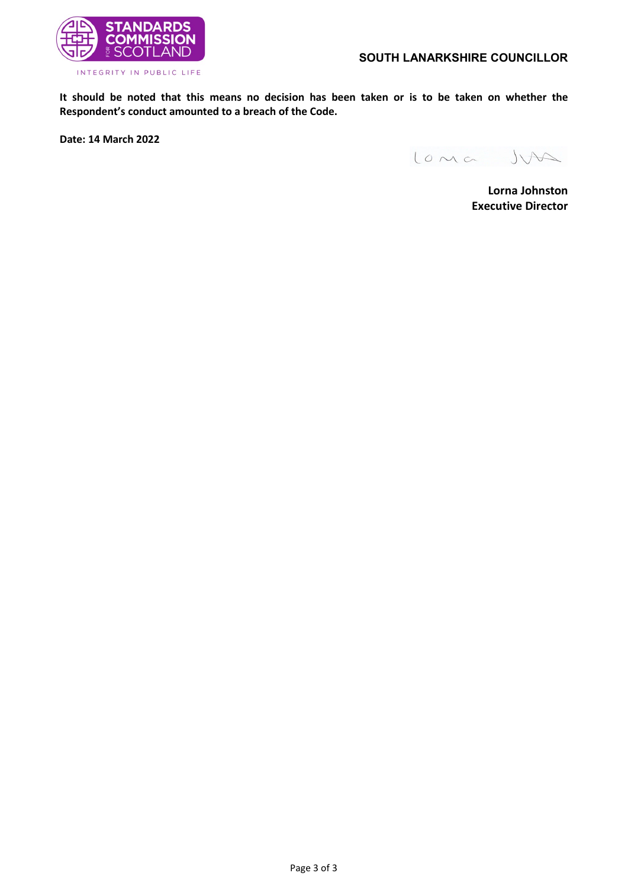**It should be noted that this means no decision has been taken or is to be taken on whether the Respondent's conduct amounted to a breach of the Code.**

**Date: 14 March 2022**

**Lorna Johnston**
**Executive Director**